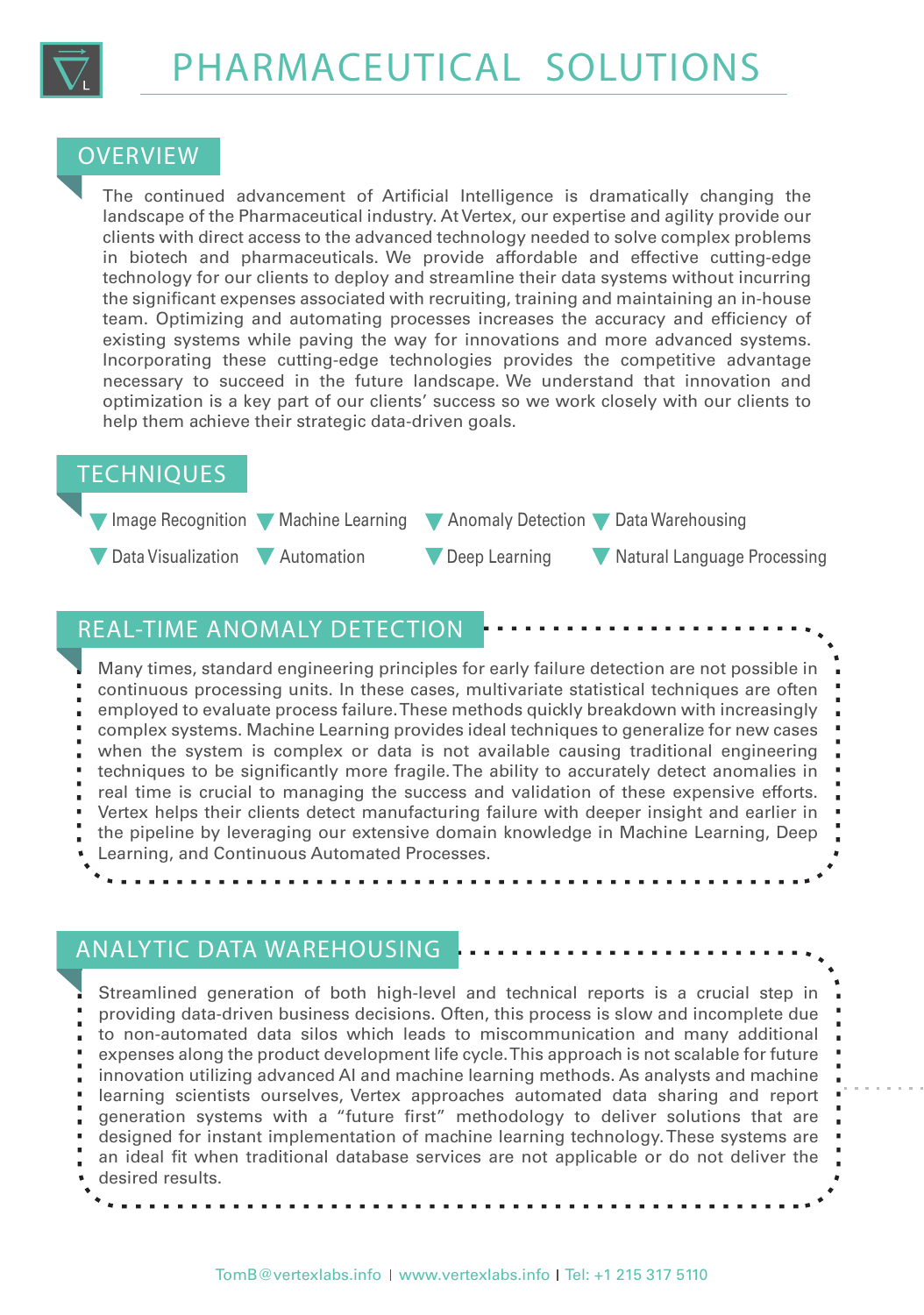# PHARMACEUTICAL SOLUTIONS

## OVERVIEW

The continued advancement of Artificial Intelligence is dramatically changing the landscape of the Pharmaceutical industry. At Vertex, our expertise and agility provide our clients with direct access to the advanced technology needed to solve complex problems in biotech and pharmaceuticals. We provide affordable and effective cutting-edge technology for our clients to deploy and streamline their data systems without incurring the significant expenses associated with recruiting, training and maintaining an in-house team. Optimizing and automating processes increases the accuracy and efficiency of existing systems while paving the way for innovations and more advanced systems. Incorporating these cutting-edge technologies provides the competitive advantage necessary to succeed in the future landscape. We understand that innovation and optimization is a key part of our clients' success so we work closely with our clients to help them achieve their strategic data-driven goals.

## TECHNIQUES

- Image Recognition
- Machine Learning
- Anomaly Detection
- Data Warehousing
- Data Visualization
- Automation
- Deep Learning
- Natural Language Processing

## REAL-TIME ANOMALY DETECTION

Many times, standard engineering principles for early failure detection are not possible in continuous processing units. In these cases, multivariate statistical techniques are often employed to evaluate process failure. These methods quickly breakdown with increasingly complex systems. Machine Learning provides ideal techniques to generalize for new cases when the system is complex or data is not available causing traditional engineering techniques to be significantly more fragile. The ability to accurately detect anomalies in real time is crucial to managing the success and validation of these expensive efforts. Vertex helps their clients detect manufacturing failure with deeper insight and earlier in the pipeline by leveraging our extensive domain knowledge in Machine Learning, Deep Learning, and Continuous Automated Processes.

## ANALYTIC DATA WAREHOUSING

Streamlined generation of both high-level and technical reports is a crucial step in providing data-driven business decisions. Often, this process is slow and incomplete due to non-automated data silos which leads to miscommunication and many additional expenses along the product development life cycle. This approach is not scalable for future innovation utilizing advanced AI and machine learning methods. As analysts and machine learning scientists ourselves, Vertex approaches automated data sharing and report generation systems with a "future first" methodology to deliver solutions that are designed for instant implementation of machine learning technology. These systems are an ideal fit when traditional database services are not applicable or do not deliver the desired results.

TomB@vertexlabs.info | www.vertexlabs.info | Tel: +1 215 317 5110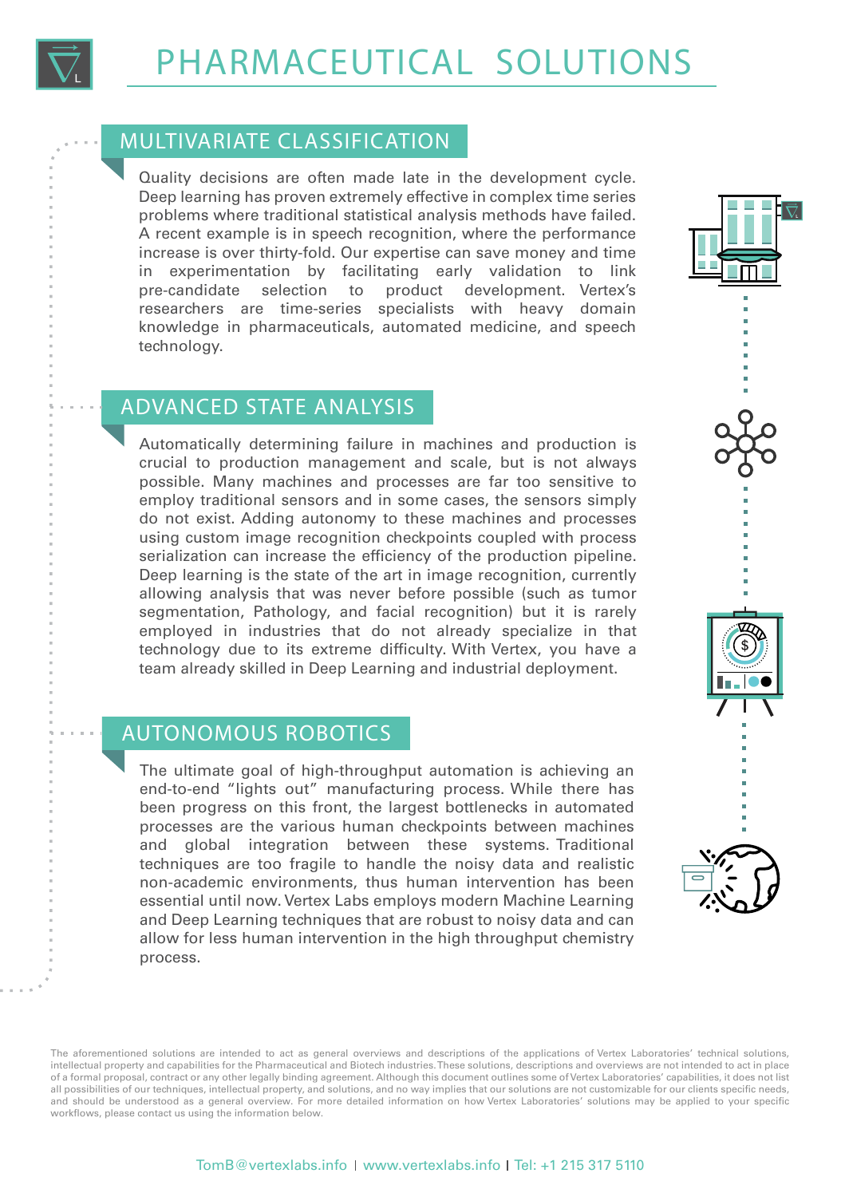# PHARMACEUTICAL SOLUTIONS

## MULTIVARIATE CLASSIFICATION

Quality decisions are often made late in the development cycle. Deep learning has proven extremely effective in complex time series problems where traditional statistical analysis methods have failed. A recent example is in speech recognition, where the performance increase is over thirty-fold. Our expertise can save money and time in experimentation by facilitating early validation to link pre-candidate selection to product development. Vertex's researchers are time-series specialists with heavy domain knowledge in pharmaceuticals, automated medicine, and speech technology.

## ADVANCED STATE ANALYSIS

Automatically determining failure in machines and production is crucial to production management and scale, but is not always possible. Many machines and processes are far too sensitive to employ traditional sensors and in some cases, the sensors simply do not exist. Adding autonomy to these machines and processes using custom image recognition checkpoints coupled with process serialization can increase the efficiency of the production pipeline. Deep learning is the state of the art in image recognition, currently allowing analysis that was never before possible (such as tumor segmentation, Pathology, and facial recognition) but it is rarely employed in industries that do not already specialize in that technology due to its extreme difficulty. With Vertex, you have a team already skilled in Deep Learning and industrial deployment.

## AUTONOMOUS ROBOTICS

The ultimate goal of high-throughput automation is achieving an end-to-end "lights out" manufacturing process. While there has been progress on this front, the largest bottlenecks in automated processes are the various human checkpoints between machines and global integration between these systems. Traditional techniques are too fragile to handle the noisy data and realistic non-academic environments, thus human intervention has been essential until now. Vertex Labs employs modern Machine Learning and Deep Learning techniques that are robust to noisy data and can allow for less human intervention in the high throughput chemistry process.

The aforementioned solutions are intended to act as general overviews and descriptions of the applications of Vertex Laboratories' technical solutions, intellectual property and capabilities for the Pharmaceutical and Biotech industries. These solutions, descriptions and overviews are not intended to act in place of a formal proposal, contract or any other legally binding agreement. Although this document outlines some of Vertex Laboratories' capabilities, it does not list all possibilities of our techniques, intellectual property, and solutions, and no way implies that our solutions are not customizable for our clients specific needs, and should be understood as a general overview. For more detailed information on how Vertex Laboratories' solutions may be applied to your specific workflows, please contact us using the information below.

TomB@vertexlabs.info | www.vertexlabs.info | Tel: +1 215 317 5110